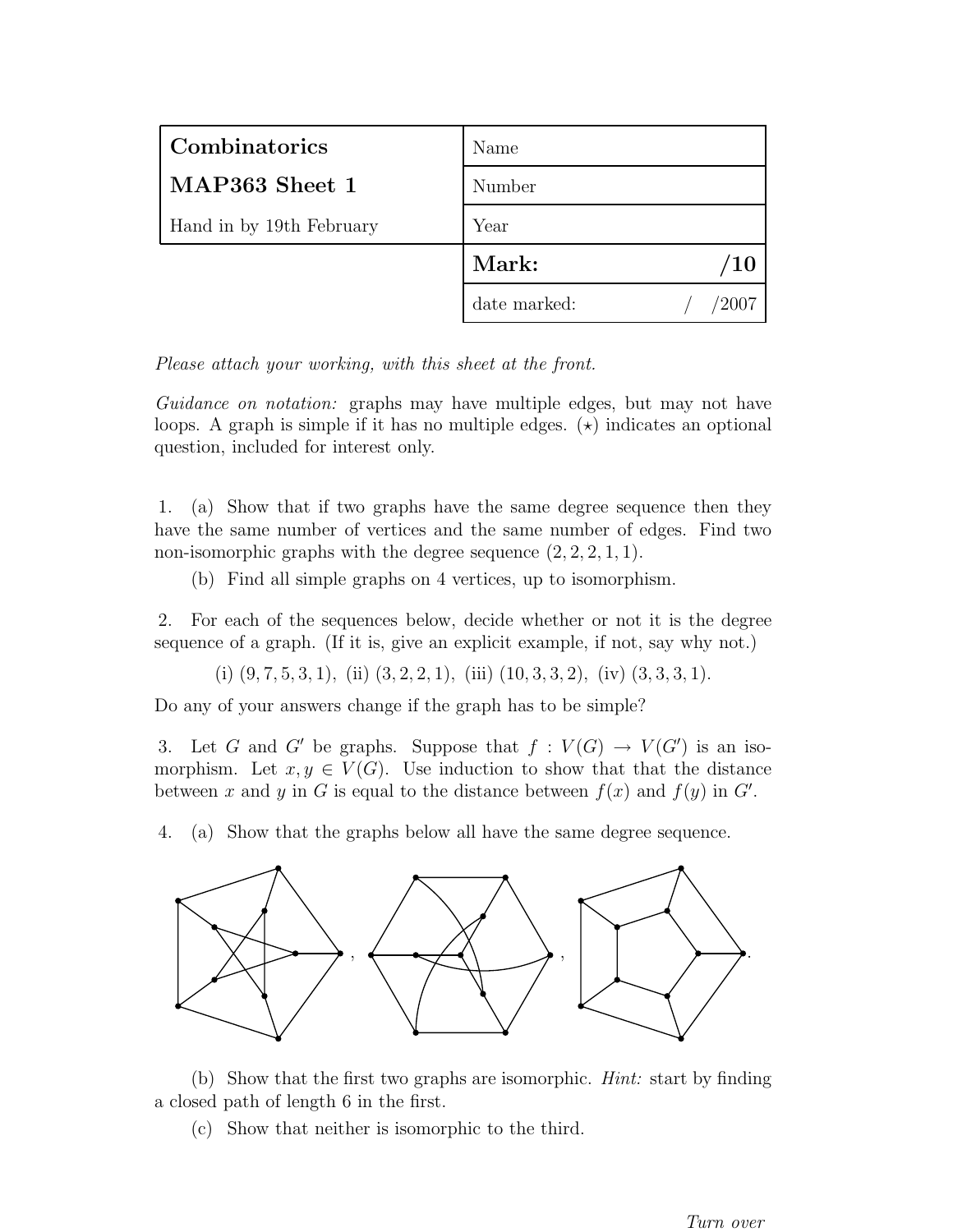| **Combinatorics** | Name |
| --- | --- |
| **MAP363 Sheet 1** | Number |
| Hand in by 19th February | Year |
| | **Mark: /10** |
| | date marked: / /2007 |

*Please attach your working, with this sheet at the front.*

*Guidance on notation:* graphs may have multiple edges, but may not have loops. A graph is simple if it has no multiple edges. ($\star$) indicates an optional question, included for interest only.

1. (a) Show that if two graphs have the same degree sequence then they have the same number of vertices and the same number of edges. Find two non-isomorphic graphs with the degree sequence $(2, 2, 2, 1, 1)$.

   (b) Find all simple graphs on 4 vertices, up to isomorphism.

2. For each of the sequences below, decide whether or not it is the degree sequence of a graph. (If it is, give an explicit example, if not, say why not.)

   (i) $(9, 7, 5, 3, 1)$, (ii) $(3, 2, 2, 1)$, (iii) $(10, 3, 3, 2)$, (iv) $(3, 3, 3, 1)$.

   Do any of your answers change if the graph has to be simple?

3. Let $G$ and $G'$ be graphs. Suppose that $f : V(G) \to V(G')$ is an isomorphism. Let $x, y \in V(G)$. Use induction to show that that the distance between $x$ and $y$ in $G$ is equal to the distance between $f(x)$ and $f(y)$ in $G'$.

4. (a) Show that the graphs below all have the same degree sequence.

   (b) Show that the first two graphs are isomorphic. *Hint:* start by finding a closed path of length 6 in the first.

   (c) Show that neither is isomorphic to the third.

*Turn over*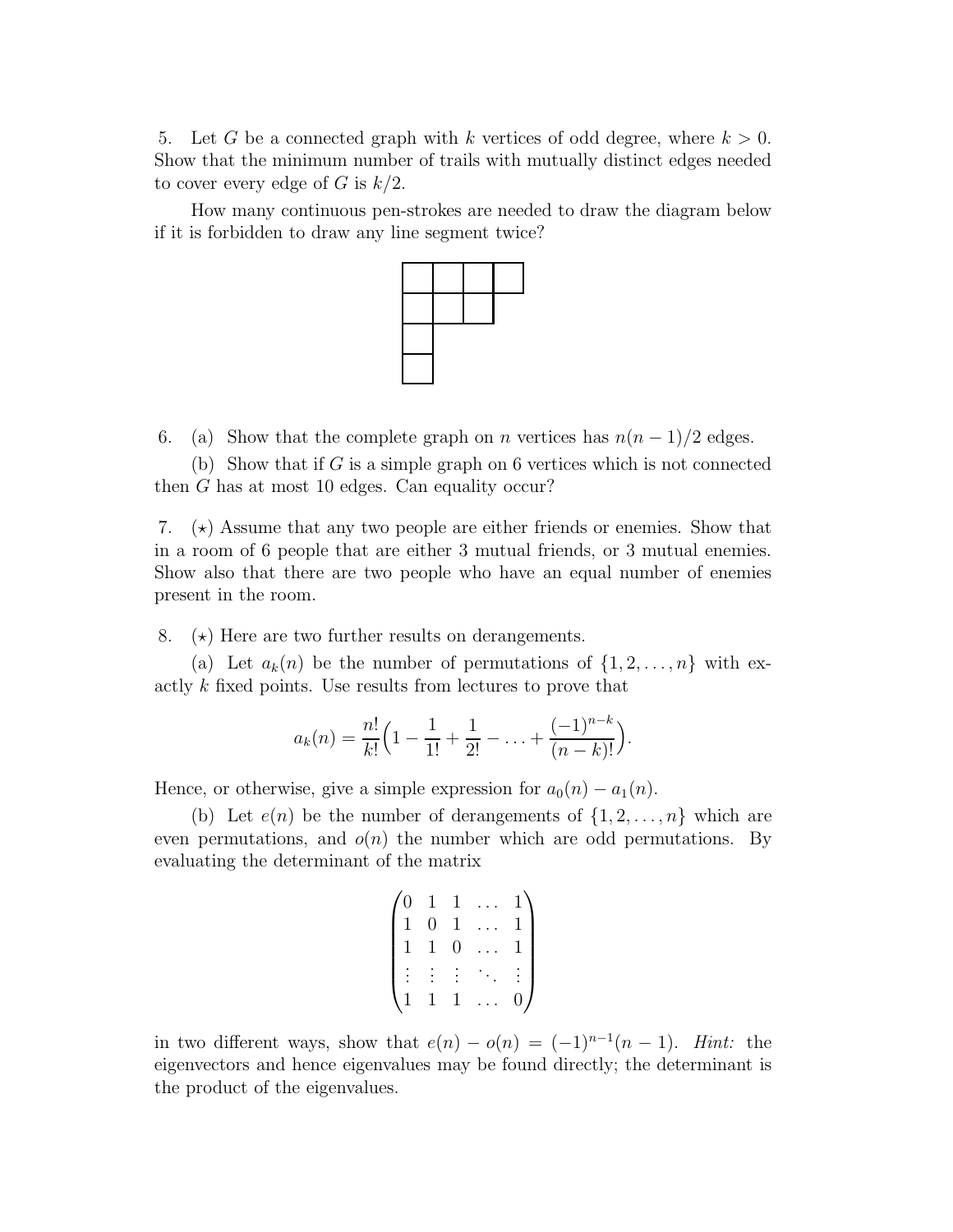5. Let $G$ be a connected graph with $k$ vertices of odd degree, where $k > 0$. Show that the minimum number of trails with mutually distinct edges needed to cover every edge of $G$ is $k/2$.

How many continuous pen-strokes are needed to draw the diagram below if it is forbidden to draw any line segment twice?

6. (a) Show that the complete graph on $n$ vertices has $n(n-1)/2$ edges.

(b) Show that if $G$ is a simple graph on 6 vertices which is not connected then $G$ has at most 10 edges. Can equality occur?

7. ($\star$) Assume that any two people are either friends or enemies. Show that in a room of 6 people that are either 3 mutual friends, or 3 mutual enemies. Show also that there are two people who have an equal number of enemies present in the room.

8. ($\star$) Here are two further results on derangements.

(a) Let $a_k(n)$ be the number of permutations of $\{1, 2, \ldots, n\}$ with exactly $k$ fixed points. Use results from lectures to prove that

$$a_k(n) = \frac{n!}{k!}\Big(1 - \frac{1}{1!} + \frac{1}{2!} - \ldots + \frac{(-1)^{n-k}}{(n-k)!}\Big).$$

Hence, or otherwise, give a simple expression for $a_0(n) - a_1(n)$.

(b) Let $e(n)$ be the number of derangements of $\{1, 2, \ldots, n\}$ which are even permutations, and $o(n)$ the number which are odd permutations. By evaluating the determinant of the matrix

$$\begin{pmatrix} 0 & 1 & 1 & \ldots & 1 \\ 1 & 0 & 1 & \ldots & 1 \\ 1 & 1 & 0 & \ldots & 1 \\ \vdots & \vdots & \vdots & \ddots & \vdots \\ 1 & 1 & 1 & \ldots & 0 \end{pmatrix}$$

in two different ways, show that $e(n) - o(n) = (-1)^{n-1}(n-1)$. *Hint:* the eigenvectors and hence eigenvalues may be found directly; the determinant is the product of the eigenvalues.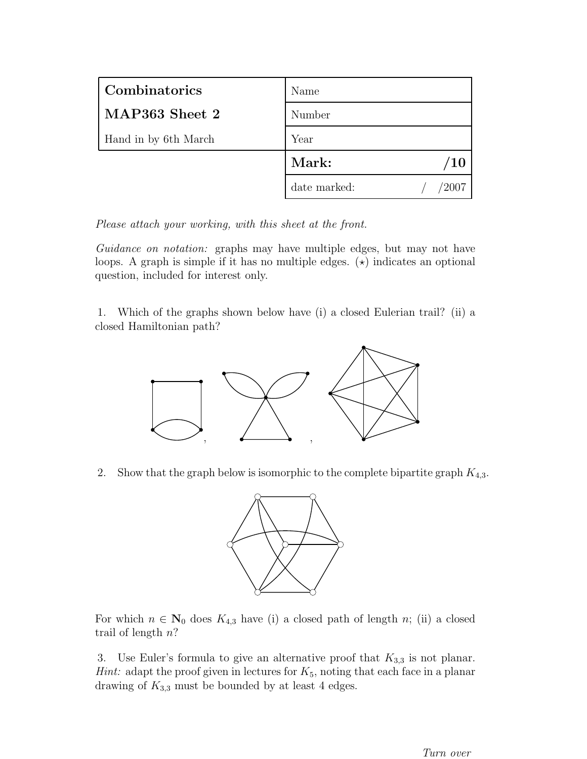| **Combinatorics** | Name |
|---|---|
| **MAP363 Sheet 2** | Number |
| Hand in by 6th March | Year |
| | **Mark: /10** |
| | date marked: / /2007 |

*Please attach your working, with this sheet at the front.*

*Guidance on notation:* graphs may have multiple edges, but may not have loops. A graph is simple if it has no multiple edges. $(\star)$ indicates an optional question, included for interest only.

1. Which of the graphs shown below have (i) a closed Eulerian trail? (ii) a closed Hamiltonian path?

2. Show that the graph below is isomorphic to the complete bipartite graph $K_{4,3}$.

For which $n \in \mathbf{N}_0$ does $K_{4,3}$ have (i) a closed path of length $n$; (ii) a closed trail of length $n$?

3. Use Euler's formula to give an alternative proof that $K_{3,3}$ is not planar. *Hint:* adapt the proof given in lectures for $K_5$, noting that each face in a planar drawing of $K_{3,3}$ must be bounded by at least 4 edges.

*Turn over*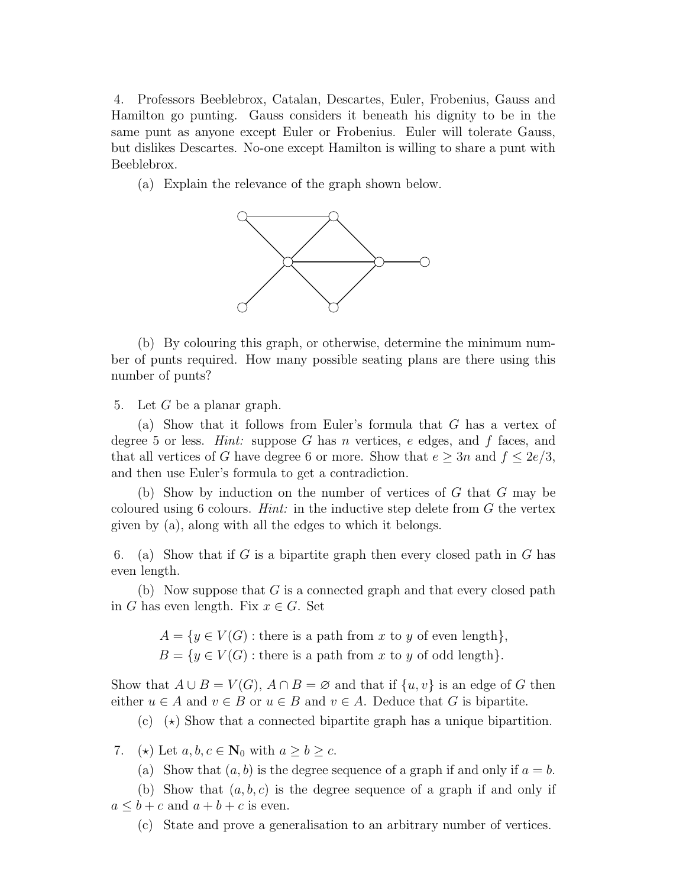4. Professors Beeblebrox, Catalan, Descartes, Euler, Frobenius, Gauss and Hamilton go punting. Gauss considers it beneath his dignity to be in the same punt as anyone except Euler or Frobenius. Euler will tolerate Gauss, but dislikes Descartes. No-one except Hamilton is willing to share a punt with Beeblebrox.

(a) Explain the relevance of the graph shown below.

(b) By colouring this graph, or otherwise, determine the minimum number of punts required. How many possible seating plans are there using this number of punts?

5. Let $G$ be a planar graph.

(a) Show that it follows from Euler's formula that $G$ has a vertex of degree 5 or less. *Hint:* suppose $G$ has $n$ vertices, $e$ edges, and $f$ faces, and that all vertices of $G$ have degree 6 or more. Show that $e \geq 3n$ and $f \leq 2e/3$, and then use Euler's formula to get a contradiction.

(b) Show by induction on the number of vertices of $G$ that $G$ may be coloured using 6 colours. *Hint:* in the inductive step delete from $G$ the vertex given by (a), along with all the edges to which it belongs.

6. (a) Show that if $G$ is a bipartite graph then every closed path in $G$ has even length.

(b) Now suppose that $G$ is a connected graph and that every closed path in $G$ has even length. Fix $x \in G$. Set

$$A = \{y \in V(G) : \text{there is a path from } x \text{ to } y \text{ of even length}\},$$
$$B = \{y \in V(G) : \text{there is a path from } x \text{ to } y \text{ of odd length}\}.$$

Show that $A \cup B = V(G)$, $A \cap B = \varnothing$ and that if $\{u, v\}$ is an edge of $G$ then either $u \in A$ and $v \in B$ or $u \in B$ and $v \in A$. Deduce that $G$ is bipartite.

(c) ($\star$) Show that a connected bipartite graph has a unique bipartition.

7. ($\star$) Let $a, b, c \in \mathbf{N}_0$ with $a \geq b \geq c$.

(a) Show that $(a, b)$ is the degree sequence of a graph if and only if $a = b$.

(b) Show that $(a, b, c)$ is the degree sequence of a graph if and only if $a \leq b + c$ and $a + b + c$ is even.

(c) State and prove a generalisation to an arbitrary number of vertices.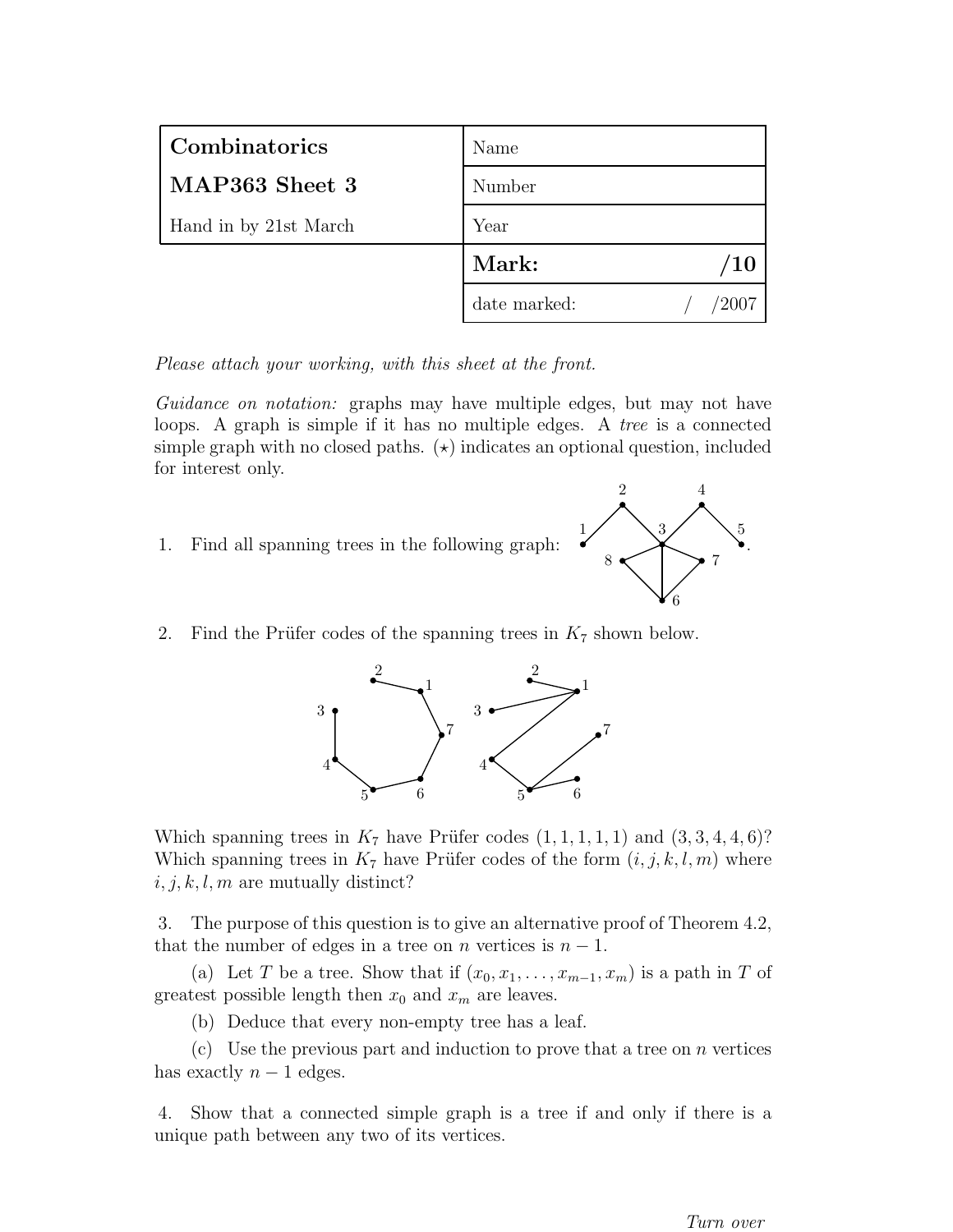| **Combinatorics** | Name |
|---|---|
| **MAP363 Sheet 3** | Number |
| Hand in by 21st March | Year |
| | **Mark: /10** |
| | date marked: / /2007 |

*Please attach your working, with this sheet at the front.*

*Guidance on notation:* graphs may have multiple edges, but may not have loops. A graph is simple if it has no multiple edges. A *tree* is a connected simple graph with no closed paths. ($\star$) indicates an optional question, included for interest only.

1. Find all spanning trees in the following graph: .

2. Find the Prüfer codes of the spanning trees in $K_7$ shown below.

Which spanning trees in $K_7$ have Prüfer codes $(1, 1, 1, 1, 1)$ and $(3, 3, 4, 4, 6)$? Which spanning trees in $K_7$ have Prüfer codes of the form $(i, j, k, l, m)$ where $i, j, k, l, m$ are mutually distinct?

3. The purpose of this question is to give an alternative proof of Theorem 4.2, that the number of edges in a tree on $n$ vertices is $n - 1$.

   (a) Let $T$ be a tree. Show that if $(x_0, x_1, \dots, x_{m-1}, x_m)$ is a path in $T$ of greatest possible length then $x_0$ and $x_m$ are leaves.

   (b) Deduce that every non-empty tree has a leaf.

   (c) Use the previous part and induction to prove that a tree on $n$ vertices has exactly $n - 1$ edges.

4. Show that a connected simple graph is a tree if and only if there is a unique path between any two of its vertices.

*Turn over*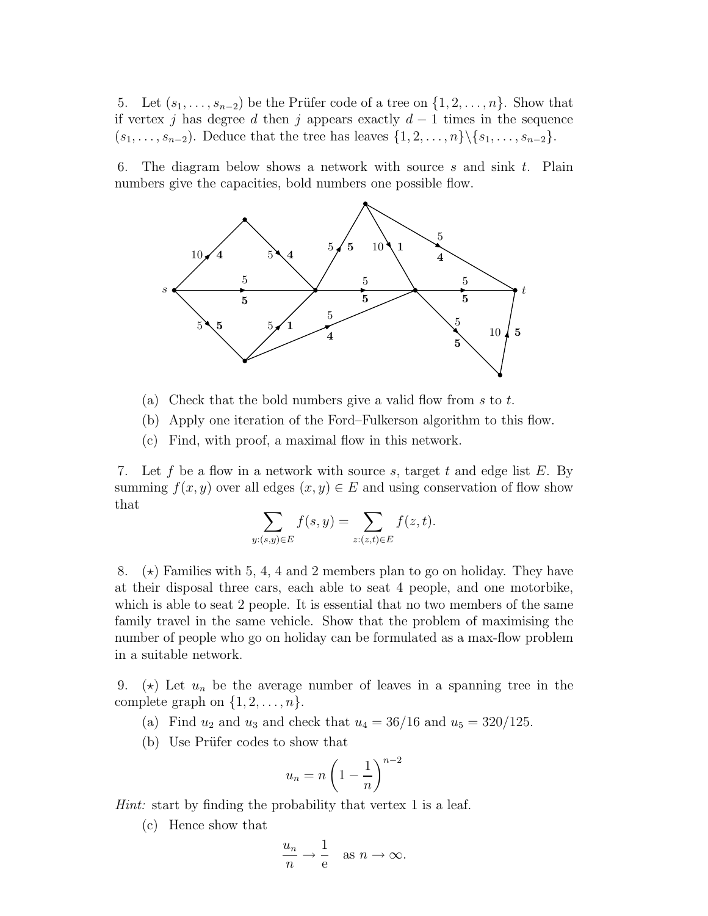5. Let $(s_1, \ldots, s_{n-2})$ be the Prüfer code of a tree on $\{1, 2, \ldots, n\}$. Show that if vertex $j$ has degree $d$ then $j$ appears exactly $d - 1$ times in the sequence $(s_1, \ldots, s_{n-2})$. Deduce that the tree has leaves $\{1, 2, \ldots, n\} \backslash \{s_1, \ldots, s_{n-2}\}$.

6. The diagram below shows a network with source $s$ and sink $t$. Plain numbers give the capacities, bold numbers one possible flow.

   (a) Check that the bold numbers give a valid flow from $s$ to $t$.

   (b) Apply one iteration of the Ford–Fulkerson algorithm to this flow.

   (c) Find, with proof, a maximal flow in this network.

7. Let $f$ be a flow in a network with source $s$, target $t$ and edge list $E$. By summing $f(x, y)$ over all edges $(x, y) \in E$ and using conservation of flow show that

$$\sum_{y:(s,y)\in E} f(s, y) = \sum_{z:(z,t)\in E} f(z, t).$$

8. ($\star$) Families with 5, 4, 4 and 2 members plan to go on holiday. They have at their disposal three cars, each able to seat 4 people, and one motorbike, which is able to seat 2 people. It is essential that no two members of the same family travel in the same vehicle. Show that the problem of maximising the number of people who go on holiday can be formulated as a max-flow problem in a suitable network.

9. ($\star$) Let $u_n$ be the average number of leaves in a spanning tree in the complete graph on $\{1, 2, \ldots, n\}$.

   (a) Find $u_2$ and $u_3$ and check that $u_4 = 36/16$ and $u_5 = 320/125$.

   (b) Use Prüfer codes to show that

$$u_n = n\left(1 - \frac{1}{n}\right)^{n-2}$$

*Hint:* start by finding the probability that vertex 1 is a leaf.

   (c) Hence show that

$$\frac{u_n}{n} \to \frac{1}{\mathrm{e}} \quad \text{as } n \to \infty.$$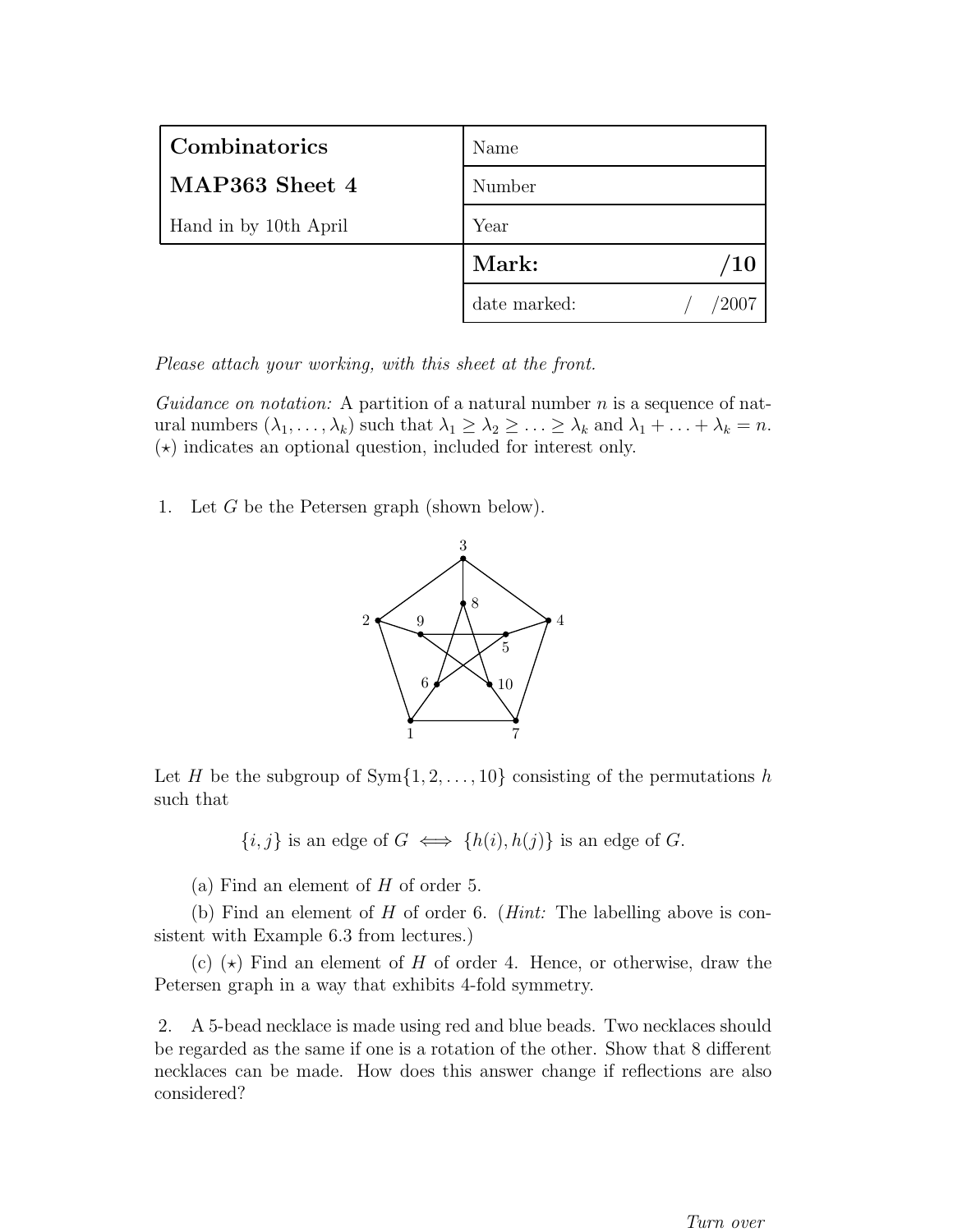| **Combinatorics** | Name |
| --- | --- |
| **MAP363 Sheet 4** | Number |
| Hand in by 10th April | Year |
| | **Mark: /10** |
| | date marked: / /2007 |

*Please attach your working, with this sheet at the front.*

*Guidance on notation:* A partition of a natural number $n$ is a sequence of natural numbers $(\lambda_1, \ldots, \lambda_k)$ such that $\lambda_1 \geq \lambda_2 \geq \ldots \geq \lambda_k$ and $\lambda_1 + \ldots + \lambda_k = n$. $(\star)$ indicates an optional question, included for interest only.

1. Let $G$ be the Petersen graph (shown below).

Let $H$ be the subgroup of $\mathrm{Sym}\{1, 2, \ldots, 10\}$ consisting of the permutations $h$ such that

$$\{i, j\} \text{ is an edge of } G \iff \{h(i), h(j)\} \text{ is an edge of } G.$$

(a) Find an element of $H$ of order 5.

(b) Find an element of $H$ of order 6. (*Hint:* The labelling above is consistent with Example 6.3 from lectures.)

(c) $(\star)$ Find an element of $H$ of order 4. Hence, or otherwise, draw the Petersen graph in a way that exhibits 4-fold symmetry.

2. A 5-bead necklace is made using red and blue beads. Two necklaces should be regarded as the same if one is a rotation of the other. Show that 8 different necklaces can be made. How does this answer change if reflections are also considered?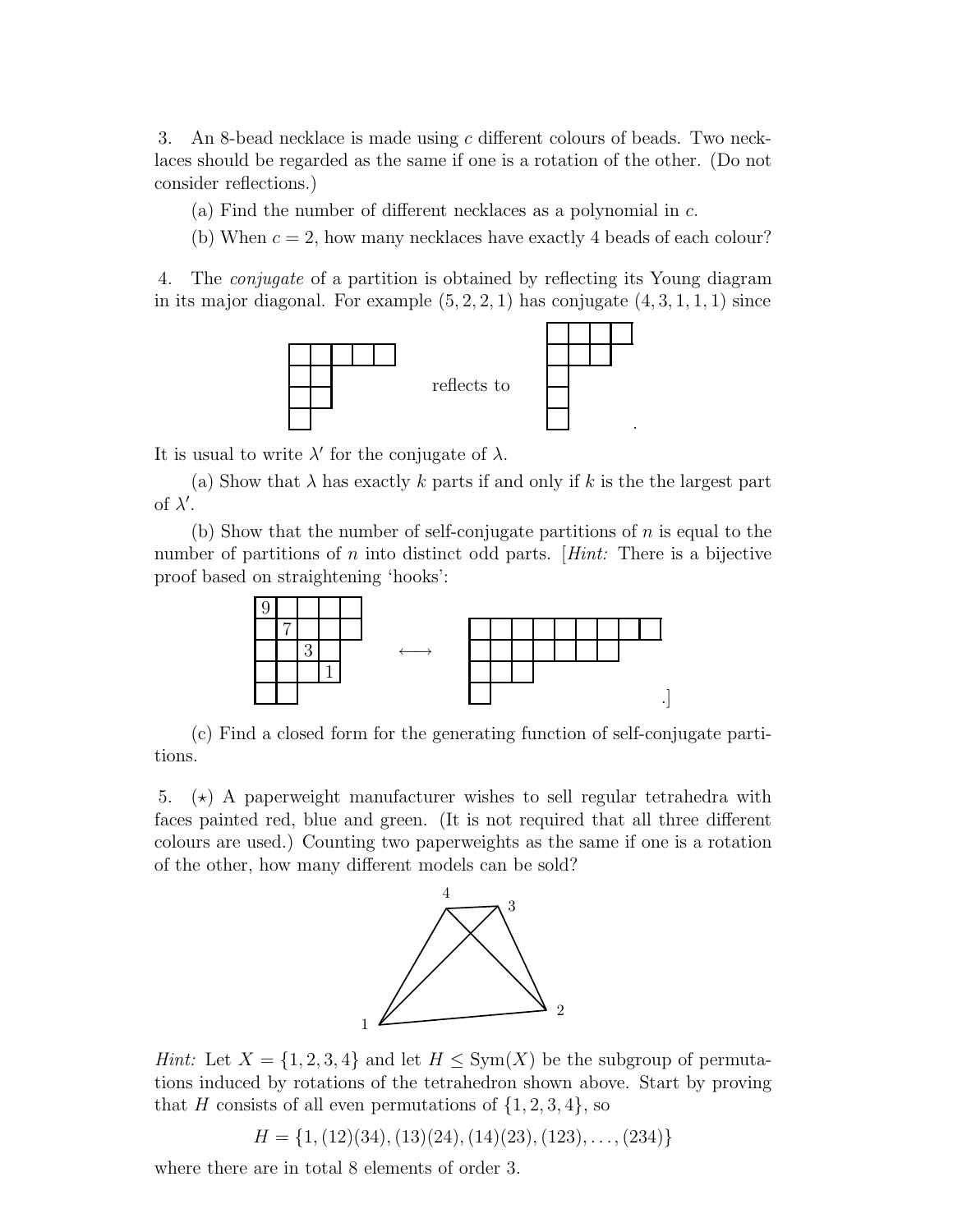3. An 8-bead necklace is made using $c$ different colours of beads. Two necklaces should be regarded as the same if one is a rotation of the other. (Do not consider reflections.)

(a) Find the number of different necklaces as a polynomial in $c$.

(b) When $c = 2$, how many necklaces have exactly 4 beads of each colour?

4. The *conjugate* of a partition is obtained by reflecting its Young diagram in its major diagonal. For example $(5, 2, 2, 1)$ has conjugate $(4, 3, 1, 1, 1)$ since

reflects to

.

It is usual to write $\lambda'$ for the conjugate of $\lambda$.

(a) Show that $\lambda$ has exactly $k$ parts if and only if $k$ is the the largest part of $\lambda'$.

(b) Show that the number of self-conjugate partitions of $n$ is equal to the number of partitions of $n$ into distinct odd parts. [*Hint:* There is a bijective proof based on straightening 'hooks':

9

7

3

1

$\longleftrightarrow$

.]

(c) Find a closed form for the generating function of self-conjugate partitions.

5. ($\star$) A paperweight manufacturer wishes to sell regular tetrahedra with faces painted red, blue and green. (It is not required that all three different colours are used.) Counting two paperweights as the same if one is a rotation of the other, how many different models can be sold?

4

3

1

2

*Hint:* Let $X = \{1, 2, 3, 4\}$ and let $H \leq \mathrm{Sym}(X)$ be the subgroup of permutations induced by rotations of the tetrahedron shown above. Start by proving that $H$ consists of all even permutations of $\{1, 2, 3, 4\}$, so

$$H = \{1, (12)(34), (13)(24), (14)(23), (123), \ldots, (234)\}$$

where there are in total 8 elements of order 3.